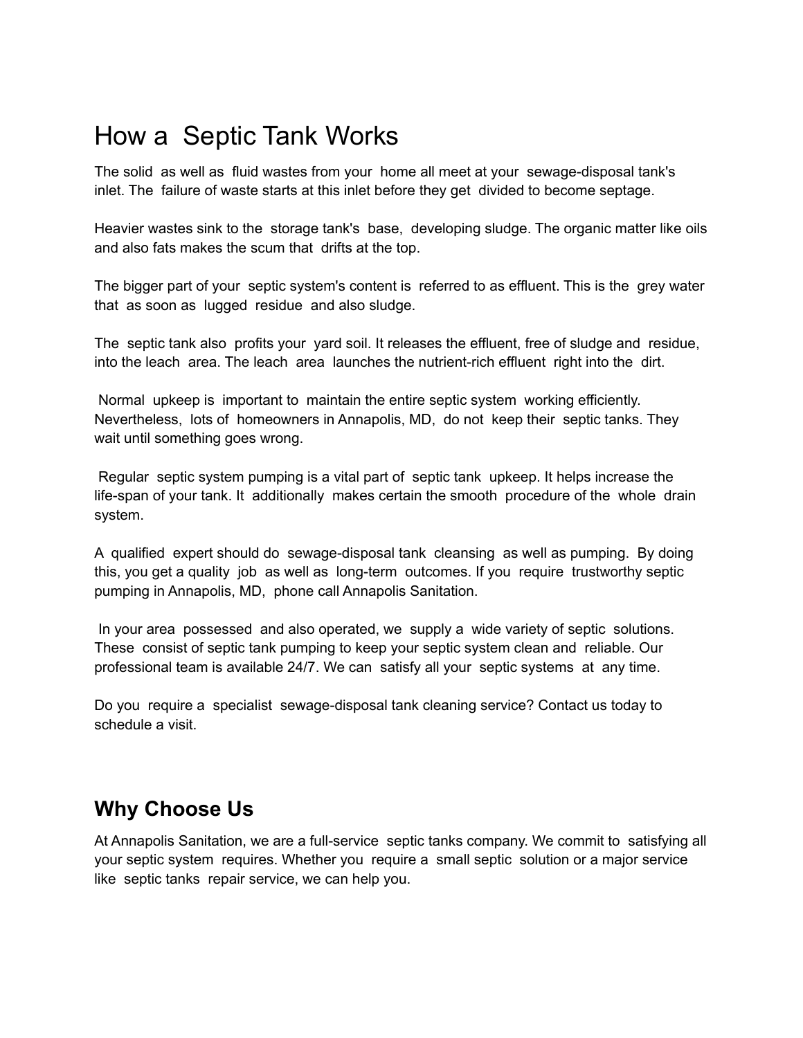# How a Septic Tank Works

The solid as well as fluid wastes from your home all meet at your sewage-disposal tank's inlet. The failure of waste starts at this inlet before they get divided to become septage.

Heavier wastes sink to the storage tank's base, developing sludge. The organic matter like oils and also fats makes the scum that drifts at the top.

The bigger part of your septic system's content is referred to as effluent. This is the grey water that as soon as lugged residue and also sludge.

The septic tank also profits your yard soil. It releases the effluent, free of sludge and residue, into the leach area. The leach area launches the nutrient-rich effluent right into the dirt.

Normal upkeep is important to maintain the entire septic system working efficiently. Nevertheless, lots of homeowners in Annapolis, MD, do not keep their septic tanks. They wait until something goes wrong.

Regular septic system pumping is a vital part of septic tank upkeep. It helps increase the life-span of your tank. It additionally makes certain the smooth procedure of the whole drain system.

A qualified expert should do sewage-disposal tank cleansing as well as pumping. By doing this, you get a quality job as well as long-term outcomes. If you require trustworthy septic pumping in Annapolis, MD, phone call Annapolis Sanitation.

In your area possessed and also operated, we supply a wide variety of septic solutions. These consist of septic tank pumping to keep your septic system clean and reliable. Our professional team is available 24/7. We can satisfy all your septic systems at any time.

Do you require a specialist sewage-disposal tank cleaning service? Contact us today to schedule a visit.

## Why Choose Us

At Annapolis Sanitation, we are a full-service septic tanks company. We commit to satisfying all your septic system requires. Whether you require a small septic solution or a major service like septic tanks repair service, we can help you.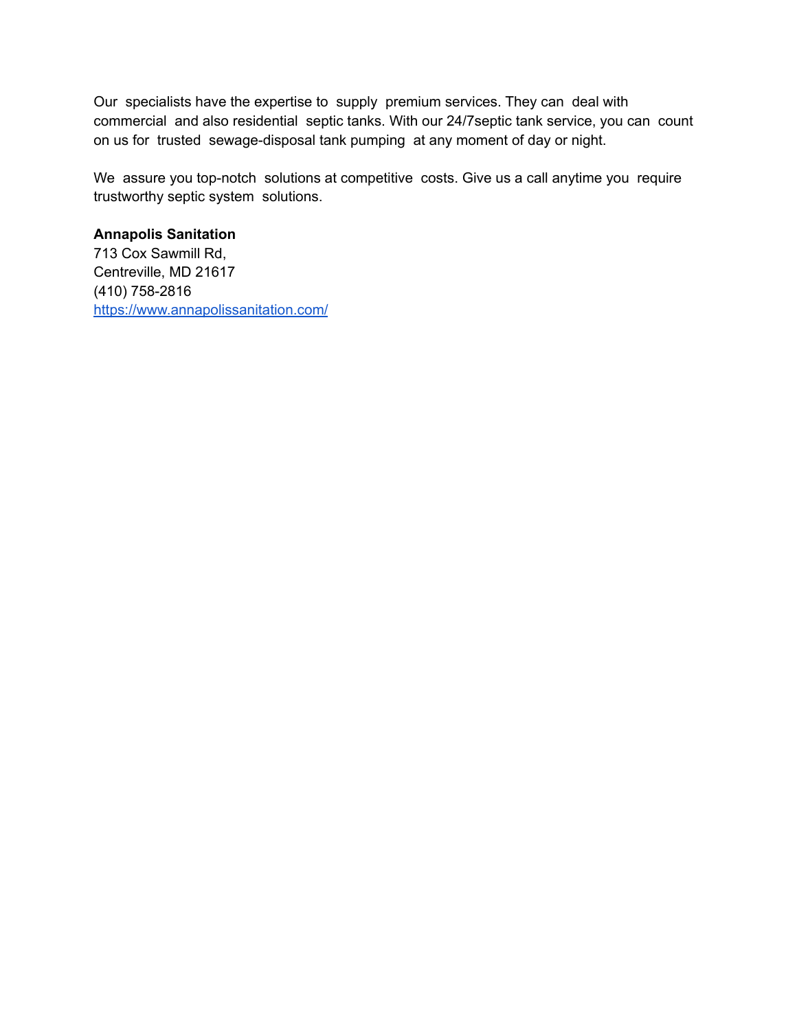Our specialists have the expertise to supply premium services. They can deal with commercial and also residential septic tanks. With our 24/7septic tank service, you can count on us for trusted sewage-disposal tank pumping at any moment of day or night.

We assure you top-notch solutions at competitive costs. Give us a call anytime you require trustworthy septic system solutions.

**Annapolis Sanitation**
713 Cox Sawmill Rd,
Centreville, MD 21617
(410) 758-2816
https://www.annapolissanitation.com/